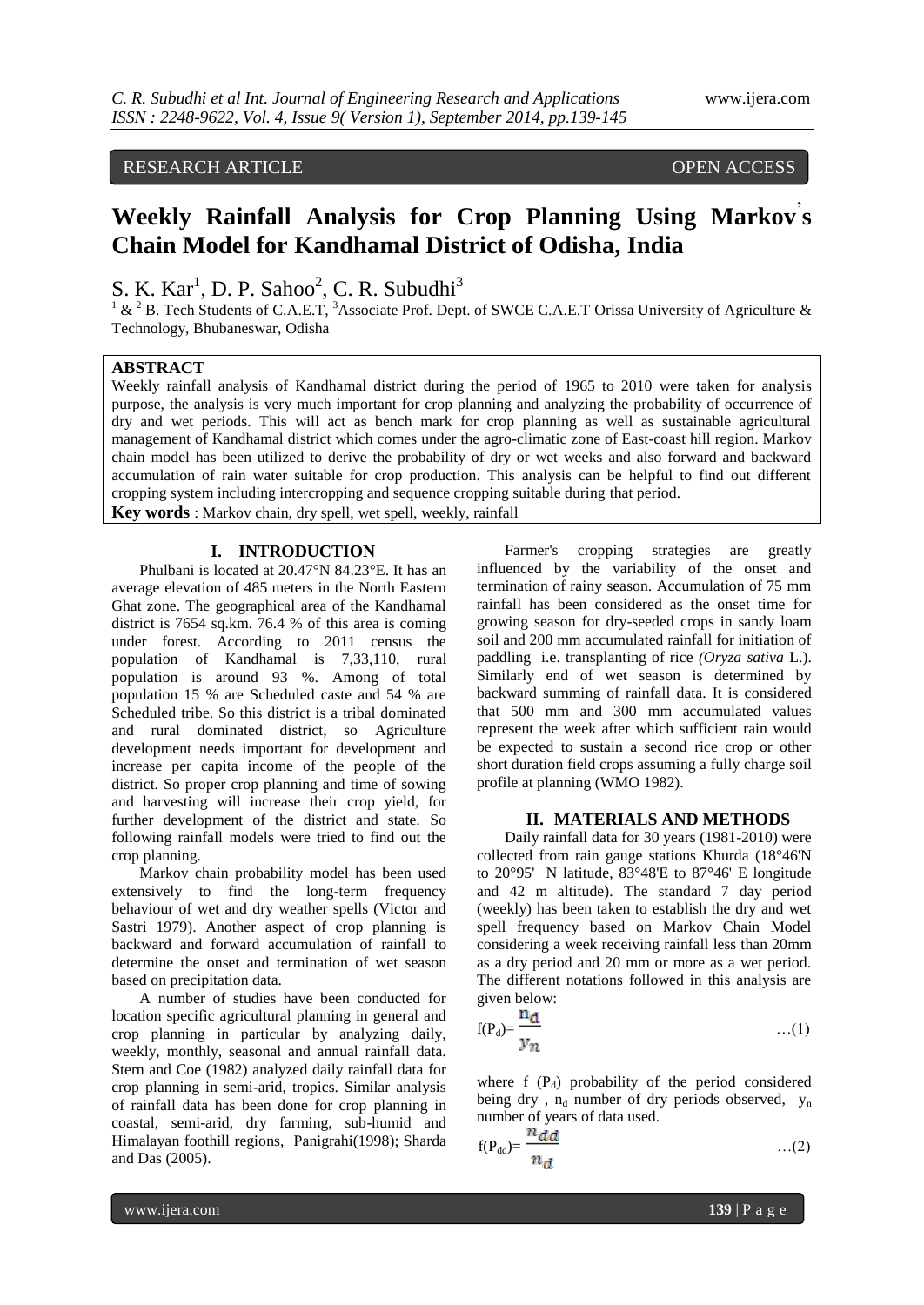RESEARCH ARTICLE OPEN ACCESS

# Weekly Rainfall Analysis for Crop Planning Using Markov's Chain Model for Kandhamal District of Odisha, India

S. K. Kar[1], D. P. Sahoo[2], C. R. Subudhi[3]

[1] & [2] B. Tech Students of C.A.E.T, [3]Associate Prof. Dept. of SWCE C.A.E.T Orissa University of Agriculture & Technology, Bhubaneswar, Odisha

## ABSTRACT

Weekly rainfall analysis of Kandhamal district during the period of 1965 to 2010 were taken for analysis purpose, the analysis is very much important for crop planning and analyzing the probability of occurrence of dry and wet periods. This will act as bench mark for crop planning as well as sustainable agricultural management of Kandhamal district which comes under the agro-climatic zone of East-coast hill region. Markov chain model has been utilized to derive the probability of dry or wet weeks and also forward and backward accumulation of rain water suitable for crop production. This analysis can be helpful to find out different cropping system including intercropping and sequence cropping suitable during that period.

**Key words** : Markov chain, dry spell, wet spell, weekly, rainfall

## I. INTRODUCTION

Phulbani is located at 20.47°N 84.23°E. It has an average elevation of 485 meters in the North Eastern Ghat zone. The geographical area of the Kandhamal district is 7654 sq.km. 76.4 % of this area is coming under forest. According to 2011 census the population of Kandhamal is 7,33,110, rural population is around 93 %. Among of total population 15 % are Scheduled caste and 54 % are Scheduled tribe. So this district is a tribal dominated and rural dominated district, so Agriculture development needs important for development and increase per capita income of the people of the district. So proper crop planning and time of sowing and harvesting will increase their crop yield, for further development of the district and state. So following rainfall models were tried to find out the crop planning.

Markov chain probability model has been used extensively to find the long-term frequency behaviour of wet and dry weather spells (Victor and Sastri 1979). Another aspect of crop planning is backward and forward accumulation of rainfall to determine the onset and termination of wet season based on precipitation data.

A number of studies have been conducted for location specific agricultural planning in general and crop planning in particular by analyzing daily, weekly, monthly, seasonal and annual rainfall data. Stern and Coe (1982) analyzed daily rainfall data for crop planning in semi-arid, tropics. Similar analysis of rainfall data has been done for crop planning in coastal, semi-arid, dry farming, sub-humid and Himalayan foothill regions, Panigrahi(1998); Sharda and Das (2005).

Farmer's cropping strategies are greatly influenced by the variability of the onset and termination of rainy season. Accumulation of 75 mm rainfall has been considered as the onset time for growing season for dry-seeded crops in sandy loam soil and 200 mm accumulated rainfall for initiation of paddling i.e. transplanting of rice *(Oryza sativa* L.). Similarly end of wet season is determined by backward summing of rainfall data. It is considered that 500 mm and 300 mm accumulated values represent the week after which sufficient rain would be expected to sustain a second rice crop or other short duration field crops assuming a fully charge soil profile at planning (WMO 1982).

## II. MATERIALS AND METHODS

Daily rainfall data for 30 years (1981-2010) were collected from rain gauge stations Khurda (18°46'N to 20°95' N latitude, 83°48'E to 87°46' E longitude and 42 m altitude). The standard 7 day period (weekly) has been taken to establish the dry and wet spell frequency based on Markov Chain Model considering a week receiving rainfall less than 20mm as a dry period and 20 mm or more as a wet period. The different notations followed in this analysis are given below:

$$f(P_d) = \frac{n_d}{y_n} \quad \ldots(1)$$

where f ($P_d$) probability of the period considered being dry , $n_d$ number of dry periods observed, $y_n$ number of years of data used.

$$f(P_{dd}) = \frac{n_{dd}}{n_d} \quad \ldots(2)$$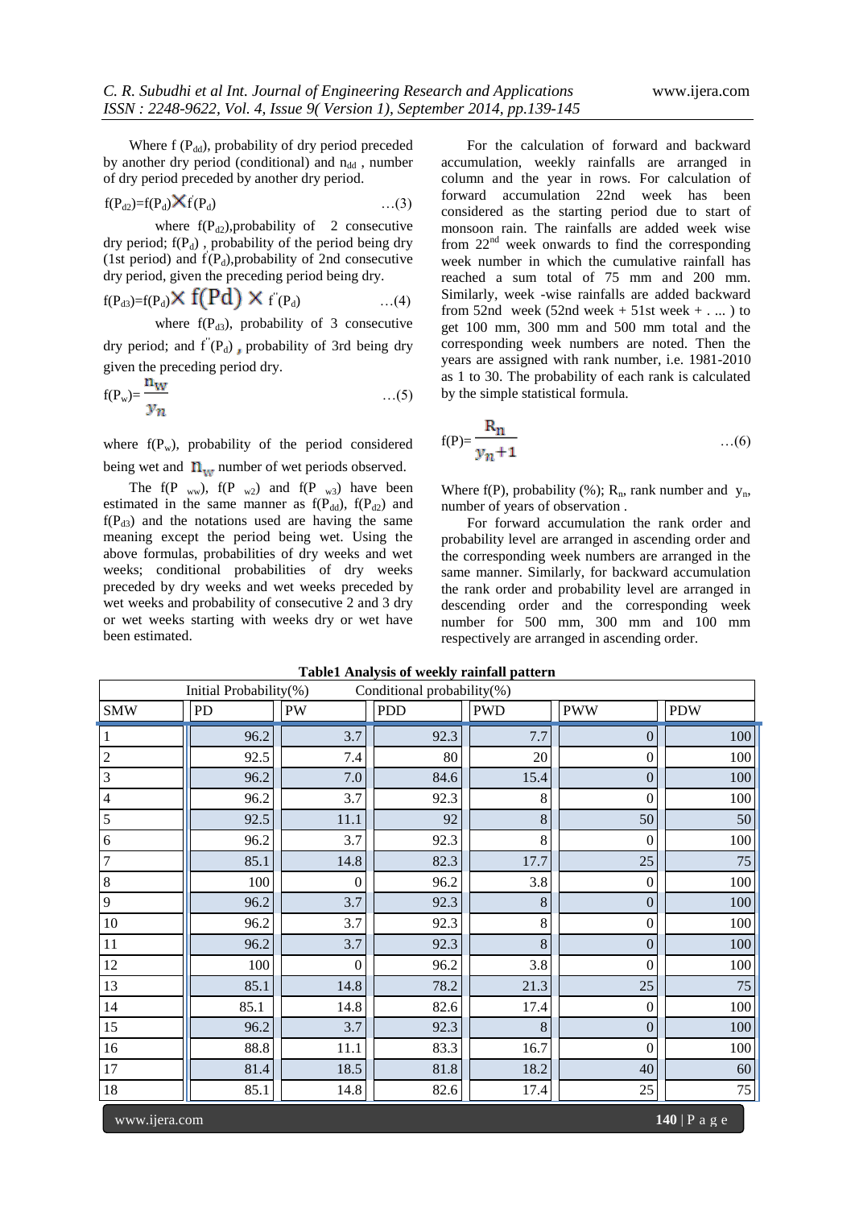Where f ($P_{dd}$), probability of dry period preceded by another dry period (conditional) and $n_{dd}$ , number of dry period preceded by another dry period.

$$f(P_{d2})=f(P_d)\times f'(P_d) \qquad \ldots(3)$$

where $f(P_{d2})$,probability of 2 consecutive dry period; $f(P_d)$ , probability of the period being dry (1st period) and $f'(P_d)$,probability of 2nd consecutive dry period, given the preceding period being dry.

$$f(P_{d3})=f(P_d)\times f(Pd) \times f''(P_d) \qquad \ldots(4)$$

where $f(P_{d3})$, probability of 3 consecutive dry period; and $f''(P_d)$ , probability of 3rd being dry given the preceding period dry.

$$f(P_w)=\frac{n_w}{y_n} \qquad \ldots(5)$$

where $f(P_w)$, probability of the period considered being wet and $n_w$ number of wet periods observed.

The $f(P_{ww})$, $f(P_{w2})$ and $f(P_{w3})$ have been estimated in the same manner as $f(P_{dd})$, $f(P_{d2})$ and $f(P_{d3})$ and the notations used are having the same meaning except the period being wet. Using the above formulas, probabilities of dry weeks and wet weeks; conditional probabilities of dry weeks preceded by dry weeks and wet weeks preceded by wet weeks and probability of consecutive 2 and 3 dry or wet weeks starting with weeks dry or wet have been estimated.

For the calculation of forward and backward accumulation, weekly rainfalls are arranged in column and the year in rows. For calculation of forward accumulation 22nd week has been considered as the starting period due to start of monsoon rain. The rainfalls are added week wise from 22[nd] week onwards to find the corresponding week number in which the cumulative rainfall has reached a sum total of 75 mm and 200 mm. Similarly, week -wise rainfalls are added backward from 52nd week (52nd week + 51st week + . ... ) to get 100 mm, 300 mm and 500 mm total and the corresponding week numbers are noted. Then the years are assigned with rank number, i.e. 1981-2010 as 1 to 30. The probability of each rank is calculated by the simple statistical formula.

$$f(P)=\frac{R_n}{y_n+1} \qquad \ldots(6)$$

Where f(P), probability (%); $R_n$, rank number and $y_n$, number of years of observation .

For forward accumulation the rank order and probability level are arranged in ascending order and the corresponding week numbers are arranged in the same manner. Similarly, for backward accumulation the rank order and probability level are arranged in descending order and the corresponding week number for 500 mm, 300 mm and 100 mm respectively are arranged in ascending order.

**Table1 Analysis of weekly rainfall pattern**

| | Initial Probability(%) | | Conditional probability(%) | | | |
|---|---|---|---|---|---|---|
| SMW | PD | PW | PDD | PWD | PWW | PDW |
| 1 | 96.2 | 3.7 | 92.3 | 7.7 | 0 | 100 |
| 2 | 92.5 | 7.4 | 80 | 20 | 0 | 100 |
| 3 | 96.2 | 7.0 | 84.6 | 15.4 | 0 | 100 |
| 4 | 96.2 | 3.7 | 92.3 | 8 | 0 | 100 |
| 5 | 92.5 | 11.1 | 92 | 8 | 50 | 50 |
| 6 | 96.2 | 3.7 | 92.3 | 8 | 0 | 100 |
| 7 | 85.1 | 14.8 | 82.3 | 17.7 | 25 | 75 |
| 8 | 100 | 0 | 96.2 | 3.8 | 0 | 100 |
| 9 | 96.2 | 3.7 | 92.3 | 8 | 0 | 100 |
| 10 | 96.2 | 3.7 | 92.3 | 8 | 0 | 100 |
| 11 | 96.2 | 3.7 | 92.3 | 8 | 0 | 100 |
| 12 | 100 | 0 | 96.2 | 3.8 | 0 | 100 |
| 13 | 85.1 | 14.8 | 78.2 | 21.3 | 25 | 75 |
| 14 | 85.1 | 14.8 | 82.6 | 17.4 | 0 | 100 |
| 15 | 96.2 | 3.7 | 92.3 | 8 | 0 | 100 |
| 16 | 88.8 | 11.1 | 83.3 | 16.7 | 0 | 100 |
| 17 | 81.4 | 18.5 | 81.8 | 18.2 | 40 | 60 |
| 18 | 85.1 | 14.8 | 82.6 | 17.4 | 25 | 75 |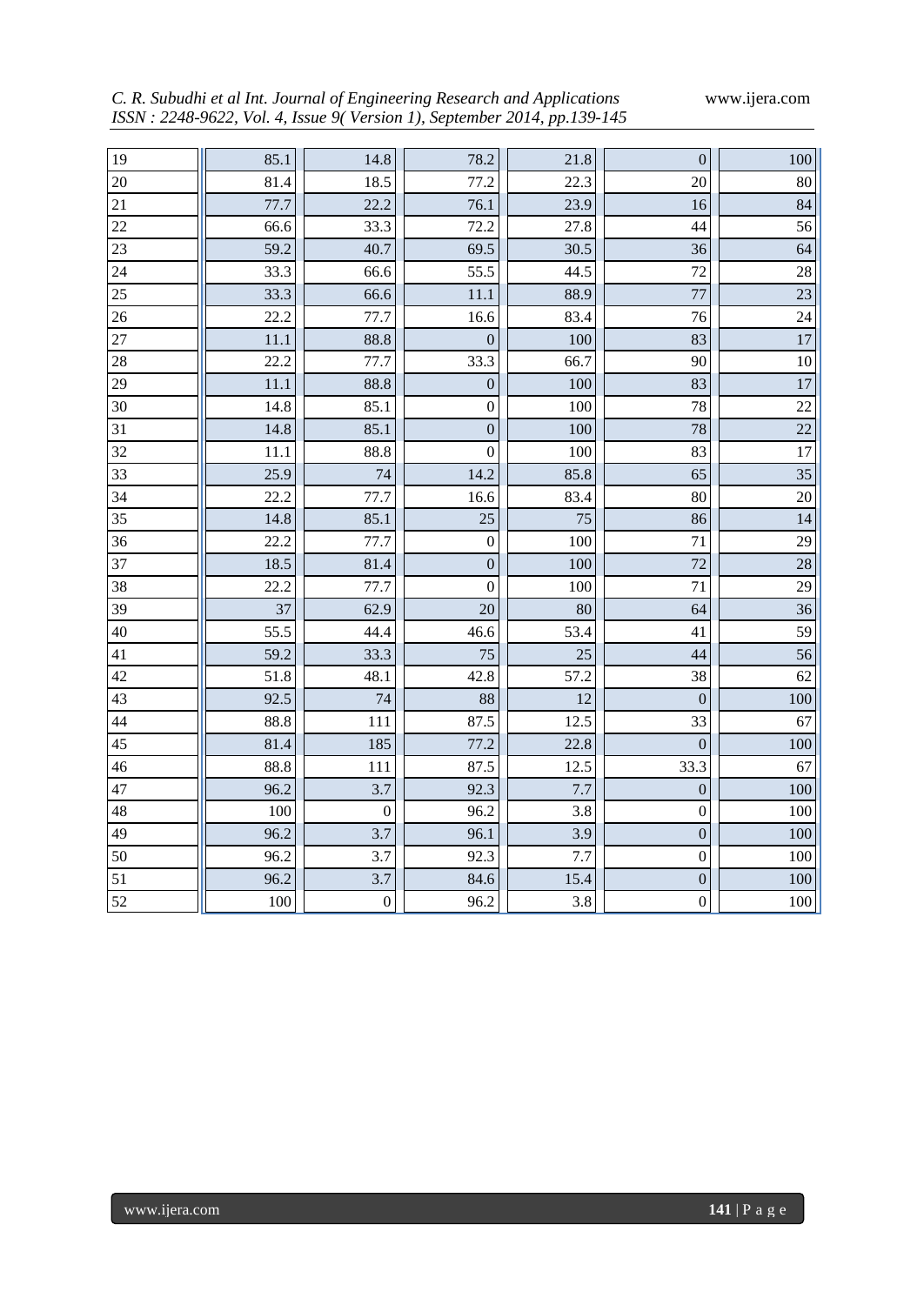| | | | | | | |
|---|---|---|---|---|---|---|
| 19 | 85.1 | 14.8 | 78.2 | 21.8 | 0 | 100 |
| 20 | 81.4 | 18.5 | 77.2 | 22.3 | 20 | 80 |
| 21 | 77.7 | 22.2 | 76.1 | 23.9 | 16 | 84 |
| 22 | 66.6 | 33.3 | 72.2 | 27.8 | 44 | 56 |
| 23 | 59.2 | 40.7 | 69.5 | 30.5 | 36 | 64 |
| 24 | 33.3 | 66.6 | 55.5 | 44.5 | 72 | 28 |
| 25 | 33.3 | 66.6 | 11.1 | 88.9 | 77 | 23 |
| 26 | 22.2 | 77.7 | 16.6 | 83.4 | 76 | 24 |
| 27 | 11.1 | 88.8 | 0 | 100 | 83 | 17 |
| 28 | 22.2 | 77.7 | 33.3 | 66.7 | 90 | 10 |
| 29 | 11.1 | 88.8 | 0 | 100 | 83 | 17 |
| 30 | 14.8 | 85.1 | 0 | 100 | 78 | 22 |
| 31 | 14.8 | 85.1 | 0 | 100 | 78 | 22 |
| 32 | 11.1 | 88.8 | 0 | 100 | 83 | 17 |
| 33 | 25.9 | 74 | 14.2 | 85.8 | 65 | 35 |
| 34 | 22.2 | 77.7 | 16.6 | 83.4 | 80 | 20 |
| 35 | 14.8 | 85.1 | 25 | 75 | 86 | 14 |
| 36 | 22.2 | 77.7 | 0 | 100 | 71 | 29 |
| 37 | 18.5 | 81.4 | 0 | 100 | 72 | 28 |
| 38 | 22.2 | 77.7 | 0 | 100 | 71 | 29 |
| 39 | 37 | 62.9 | 20 | 80 | 64 | 36 |
| 40 | 55.5 | 44.4 | 46.6 | 53.4 | 41 | 59 |
| 41 | 59.2 | 33.3 | 75 | 25 | 44 | 56 |
| 42 | 51.8 | 48.1 | 42.8 | 57.2 | 38 | 62 |
| 43 | 92.5 | 74 | 88 | 12 | 0 | 100 |
| 44 | 88.8 | 111 | 87.5 | 12.5 | 33 | 67 |
| 45 | 81.4 | 185 | 77.2 | 22.8 | 0 | 100 |
| 46 | 88.8 | 111 | 87.5 | 12.5 | 33.3 | 67 |
| 47 | 96.2 | 3.7 | 92.3 | 7.7 | 0 | 100 |
| 48 | 100 | 0 | 96.2 | 3.8 | 0 | 100 |
| 49 | 96.2 | 3.7 | 96.1 | 3.9 | 0 | 100 |
| 50 | 96.2 | 3.7 | 92.3 | 7.7 | 0 | 100 |
| 51 | 96.2 | 3.7 | 84.6 | 15.4 | 0 | 100 |
| 52 | 100 | 0 | 96.2 | 3.8 | 0 | 100 |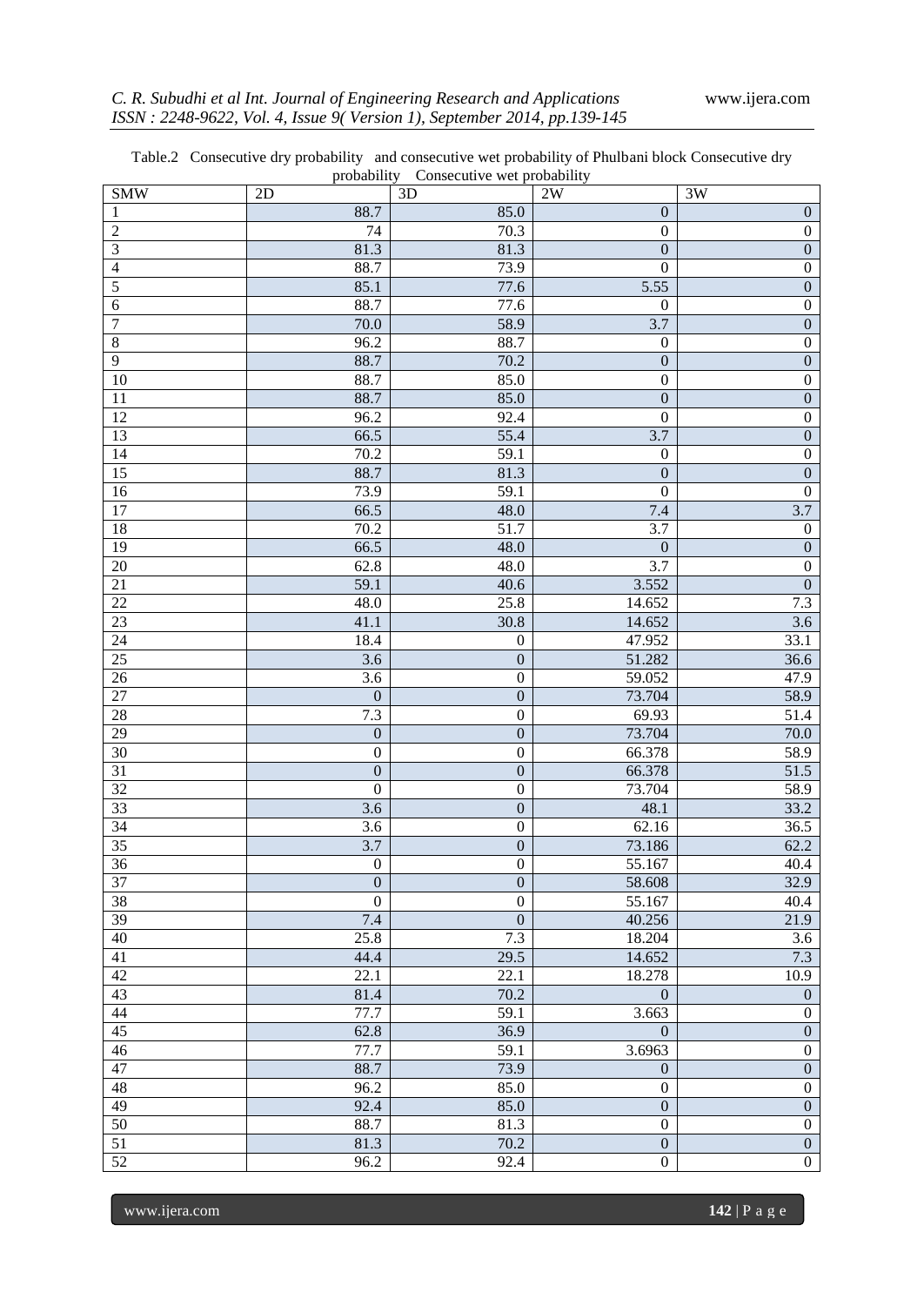Table.2 Consecutive dry probability and consecutive wet probability of Phulbani block Consecutive dry probability Consecutive wet probability

| SMW | 2D | 3D | 2W | 3W |
|---|---|---|---|---|
| 1 | 88.7 | 85.0 | 0 | 0 |
| 2 | 74 | 70.3 | 0 | 0 |
| 3 | 81.3 | 81.3 | 0 | 0 |
| 4 | 88.7 | 73.9 | 0 | 0 |
| 5 | 85.1 | 77.6 | 5.55 | 0 |
| 6 | 88.7 | 77.6 | 0 | 0 |
| 7 | 70.0 | 58.9 | 3.7 | 0 |
| 8 | 96.2 | 88.7 | 0 | 0 |
| 9 | 88.7 | 70.2 | 0 | 0 |
| 10 | 88.7 | 85.0 | 0 | 0 |
| 11 | 88.7 | 85.0 | 0 | 0 |
| 12 | 96.2 | 92.4 | 0 | 0 |
| 13 | 66.5 | 55.4 | 3.7 | 0 |
| 14 | 70.2 | 59.1 | 0 | 0 |
| 15 | 88.7 | 81.3 | 0 | 0 |
| 16 | 73.9 | 59.1 | 0 | 0 |
| 17 | 66.5 | 48.0 | 7.4 | 3.7 |
| 18 | 70.2 | 51.7 | 3.7 | 0 |
| 19 | 66.5 | 48.0 | 0 | 0 |
| 20 | 62.8 | 48.0 | 3.7 | 0 |
| 21 | 59.1 | 40.6 | 3.552 | 0 |
| 22 | 48.0 | 25.8 | 14.652 | 7.3 |
| 23 | 41.1 | 30.8 | 14.652 | 3.6 |
| 24 | 18.4 | 0 | 47.952 | 33.1 |
| 25 | 3.6 | 0 | 51.282 | 36.6 |
| 26 | 3.6 | 0 | 59.052 | 47.9 |
| 27 | 0 | 0 | 73.704 | 58.9 |
| 28 | 7.3 | 0 | 69.93 | 51.4 |
| 29 | 0 | 0 | 73.704 | 70.0 |
| 30 | 0 | 0 | 66.378 | 58.9 |
| 31 | 0 | 0 | 66.378 | 51.5 |
| 32 | 0 | 0 | 73.704 | 58.9 |
| 33 | 3.6 | 0 | 48.1 | 33.2 |
| 34 | 3.6 | 0 | 62.16 | 36.5 |
| 35 | 3.7 | 0 | 73.186 | 62.2 |
| 36 | 0 | 0 | 55.167 | 40.4 |
| 37 | 0 | 0 | 58.608 | 32.9 |
| 38 | 0 | 0 | 55.167 | 40.4 |
| 39 | 7.4 | 0 | 40.256 | 21.9 |
| 40 | 25.8 | 7.3 | 18.204 | 3.6 |
| 41 | 44.4 | 29.5 | 14.652 | 7.3 |
| 42 | 22.1 | 22.1 | 18.278 | 10.9 |
| 43 | 81.4 | 70.2 | 0 | 0 |
| 44 | 77.7 | 59.1 | 3.663 | 0 |
| 45 | 62.8 | 36.9 | 0 | 0 |
| 46 | 77.7 | 59.1 | 3.6963 | 0 |
| 47 | 88.7 | 73.9 | 0 | 0 |
| 48 | 96.2 | 85.0 | 0 | 0 |
| 49 | 92.4 | 85.0 | 0 | 0 |
| 50 | 88.7 | 81.3 | 0 | 0 |
| 51 | 81.3 | 70.2 | 0 | 0 |
| 52 | 96.2 | 92.4 | 0 | 0 |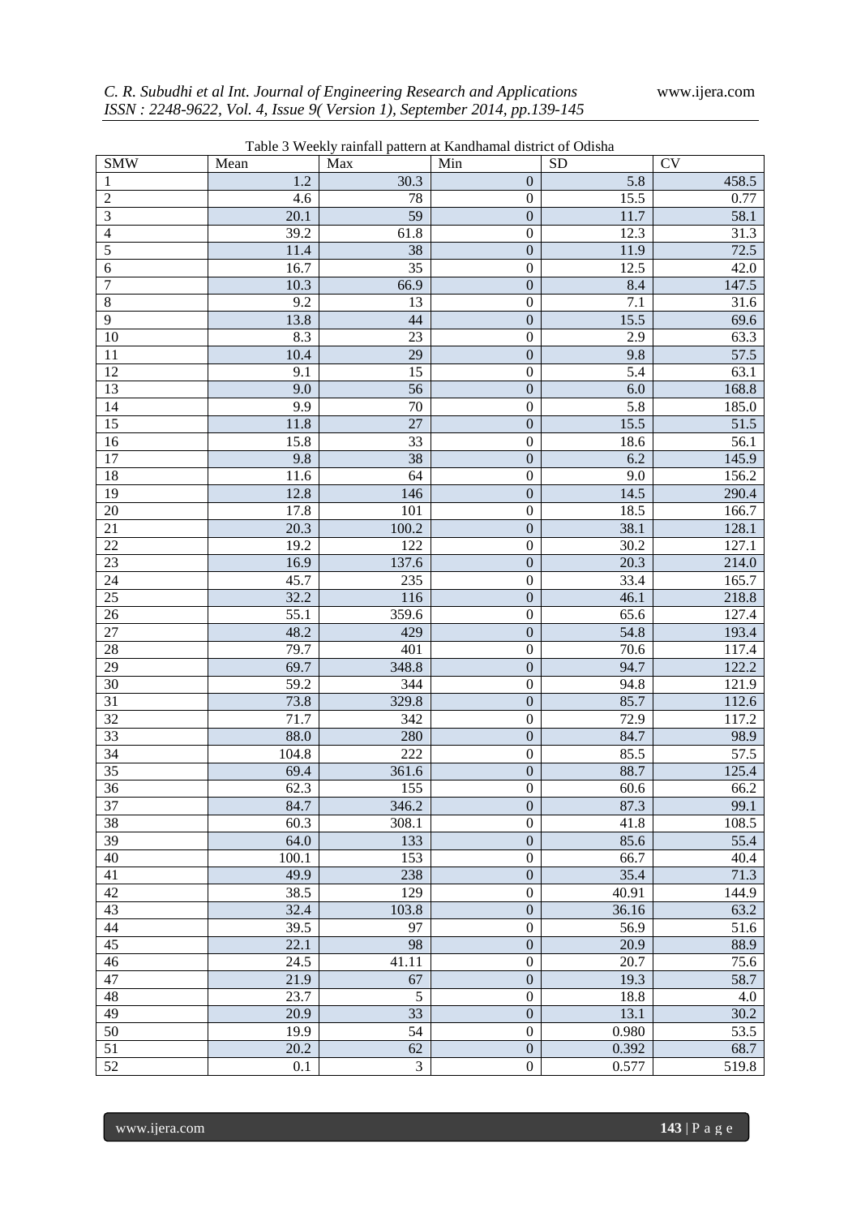Table 3 Weekly rainfall pattern at Kandhamal district of Odisha

| SMW | Mean | Max | Min | SD | CV |
|---|---|---|---|---|---|
| 1 | 1.2 | 30.3 | 0 | 5.8 | 458.5 |
| 2 | 4.6 | 78 | 0 | 15.5 | 0.77 |
| 3 | 20.1 | 59 | 0 | 11.7 | 58.1 |
| 4 | 39.2 | 61.8 | 0 | 12.3 | 31.3 |
| 5 | 11.4 | 38 | 0 | 11.9 | 72.5 |
| 6 | 16.7 | 35 | 0 | 12.5 | 42.0 |
| 7 | 10.3 | 66.9 | 0 | 8.4 | 147.5 |
| 8 | 9.2 | 13 | 0 | 7.1 | 31.6 |
| 9 | 13.8 | 44 | 0 | 15.5 | 69.6 |
| 10 | 8.3 | 23 | 0 | 2.9 | 63.3 |
| 11 | 10.4 | 29 | 0 | 9.8 | 57.5 |
| 12 | 9.1 | 15 | 0 | 5.4 | 63.1 |
| 13 | 9.0 | 56 | 0 | 6.0 | 168.8 |
| 14 | 9.9 | 70 | 0 | 5.8 | 185.0 |
| 15 | 11.8 | 27 | 0 | 15.5 | 51.5 |
| 16 | 15.8 | 33 | 0 | 18.6 | 56.1 |
| 17 | 9.8 | 38 | 0 | 6.2 | 145.9 |
| 18 | 11.6 | 64 | 0 | 9.0 | 156.2 |
| 19 | 12.8 | 146 | 0 | 14.5 | 290.4 |
| 20 | 17.8 | 101 | 0 | 18.5 | 166.7 |
| 21 | 20.3 | 100.2 | 0 | 38.1 | 128.1 |
| 22 | 19.2 | 122 | 0 | 30.2 | 127.1 |
| 23 | 16.9 | 137.6 | 0 | 20.3 | 214.0 |
| 24 | 45.7 | 235 | 0 | 33.4 | 165.7 |
| 25 | 32.2 | 116 | 0 | 46.1 | 218.8 |
| 26 | 55.1 | 359.6 | 0 | 65.6 | 127.4 |
| 27 | 48.2 | 429 | 0 | 54.8 | 193.4 |
| 28 | 79.7 | 401 | 0 | 70.6 | 117.4 |
| 29 | 69.7 | 348.8 | 0 | 94.7 | 122.2 |
| 30 | 59.2 | 344 | 0 | 94.8 | 121.9 |
| 31 | 73.8 | 329.8 | 0 | 85.7 | 112.6 |
| 32 | 71.7 | 342 | 0 | 72.9 | 117.2 |
| 33 | 88.0 | 280 | 0 | 84.7 | 98.9 |
| 34 | 104.8 | 222 | 0 | 85.5 | 57.5 |
| 35 | 69.4 | 361.6 | 0 | 88.7 | 125.4 |
| 36 | 62.3 | 155 | 0 | 60.6 | 66.2 |
| 37 | 84.7 | 346.2 | 0 | 87.3 | 99.1 |
| 38 | 60.3 | 308.1 | 0 | 41.8 | 108.5 |
| 39 | 64.0 | 133 | 0 | 85.6 | 55.4 |
| 40 | 100.1 | 153 | 0 | 66.7 | 40.4 |
| 41 | 49.9 | 238 | 0 | 35.4 | 71.3 |
| 42 | 38.5 | 129 | 0 | 40.91 | 144.9 |
| 43 | 32.4 | 103.8 | 0 | 36.16 | 63.2 |
| 44 | 39.5 | 97 | 0 | 56.9 | 51.6 |
| 45 | 22.1 | 98 | 0 | 20.9 | 88.9 |
| 46 | 24.5 | 41.11 | 0 | 20.7 | 75.6 |
| 47 | 21.9 | 67 | 0 | 19.3 | 58.7 |
| 48 | 23.7 | 5 | 0 | 18.8 | 4.0 |
| 49 | 20.9 | 33 | 0 | 13.1 | 30.2 |
| 50 | 19.9 | 54 | 0 | 0.980 | 53.5 |
| 51 | 20.2 | 62 | 0 | 0.392 | 68.7 |
| 52 | 0.1 | 3 | 0 | 0.577 | 519.8 |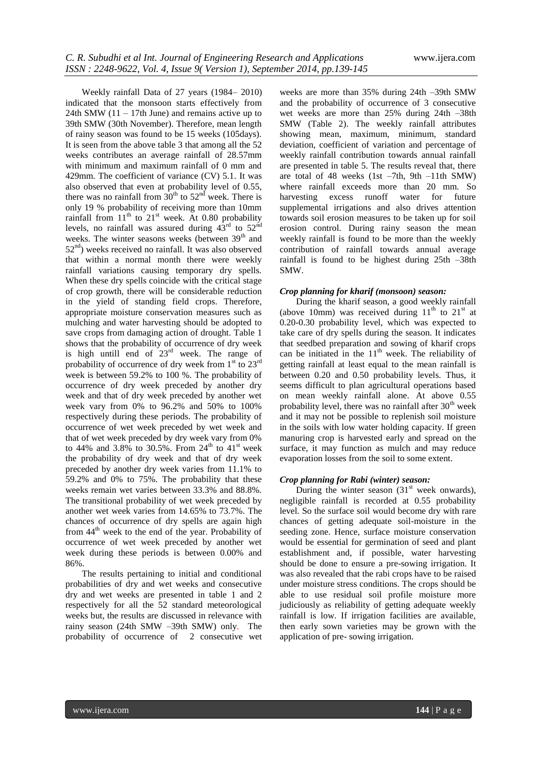Weekly rainfall Data of 27 years (1984– 2010) indicated that the monsoon starts effectively from 24th SMW (11 – 17th June) and remains active up to 39th SMW (30th November). Therefore, mean length of rainy season was found to be 15 weeks (105days). It is seen from the above table 3 that among all the 52 weeks contributes an average rainfall of 28.57mm with minimum and maximum rainfall of 0 mm and 429mm. The coefficient of variance (CV) 5.1. It was also observed that even at probability level of 0.55, there was no rainfall from $30^{th}$ to $52^{nd}$ week. There is only 19 % probability of receiving more than 10mm rainfall from $11^{th}$ to $21^{st}$ week. At 0.80 probability levels, no rainfall was assured during $43^{rd}$ to $52^{nd}$ weeks. The winter seasons weeks (between $39^{th}$ and $52^{nd}$) weeks received no rainfall. It was also observed that within a normal month there were weekly rainfall variations causing temporary dry spells. When these dry spells coincide with the critical stage of crop growth, there will be considerable reduction in the yield of standing field crops. Therefore, appropriate moisture conservation measures such as mulching and water harvesting should be adopted to save crops from damaging action of drought. Table 1 shows that the probability of occurrence of dry week is high untill end of $23^{rd}$ week. The range of probability of occurrence of dry week from $1^{st}$ to $23^{rd}$ week is between 59.2% to 100 %. The probability of occurrence of dry week preceded by another dry week and that of dry week preceded by another wet week vary from 0% to 96.2% and 50% to 100% respectively during these periods. The probability of occurrence of wet week preceded by wet week and that of wet week preceded by dry week vary from 0% to 44% and 3.8% to 30.5%. From $24^{th}$ to $41^{st}$ week the probability of dry week and that of dry week preceded by another dry week varies from 11.1% to 59.2% and 0% to 75%. The probability that these weeks remain wet varies between 33.3% and 88.8%. The transitional probability of wet week preceded by another wet week varies from 14.65% to 73.7%. The chances of occurrence of dry spells are again high from $44^{th}$ week to the end of the year. Probability of occurrence of wet week preceded by another wet week during these periods is between 0.00% and 86%.

The results pertaining to initial and conditional probabilities of dry and wet weeks and consecutive dry and wet weeks are presented in table 1 and 2 respectively for all the 52 standard meteorological weeks but, the results are discussed in relevance with rainy season (24th SMW –39th SMW) only. The probability of occurrence of 2 consecutive wet weeks are more than 35% during 24th –39th SMW and the probability of occurrence of 3 consecutive wet weeks are more than 25% during 24th –38th SMW (Table 2). The weekly rainfall attributes showing mean, maximum, minimum, standard deviation, coefficient of variation and percentage of weekly rainfall contribution towards annual rainfall are presented in table 5. The results reveal that, there are total of 48 weeks (1st –7th, 9th –11th SMW) where rainfall exceeds more than 20 mm. So harvesting excess runoff water for future supplemental irrigations and also drives attention towards soil erosion measures to be taken up for soil erosion control. During rainy season the mean weekly rainfall is found to be more than the weekly contribution of rainfall towards annual average rainfall is found to be highest during 25th –38th SMW.

### *Crop planning for kharif (monsoon) season:*

During the kharif season, a good weekly rainfall (above 10mm) was received during $11^{th}$ to $21^{st}$ at 0.20-0.30 probability level, which was expected to take care of dry spells during the season. It indicates that seedbed preparation and sowing of kharif crops can be initiated in the $11^{th}$ week. The reliability of getting rainfall at least equal to the mean rainfall is between 0.20 and 0.50 probability levels. Thus, it seems difficult to plan agricultural operations based on mean weekly rainfall alone. At above 0.55 probability level, there was no rainfall after $30^{th}$ week and it may not be possible to replenish soil moisture in the soils with low water holding capacity. If green manuring crop is harvested early and spread on the surface, it may function as mulch and may reduce evaporation losses from the soil to some extent.

### *Crop planning for Rabi (winter) season:*

During the winter season ($31^{st}$ week onwards), negligible rainfall is recorded at 0.55 probability level. So the surface soil would become dry with rare chances of getting adequate soil-moisture in the seeding zone. Hence, surface moisture conservation would be essential for germination of seed and plant establishment and, if possible, water harvesting should be done to ensure a pre-sowing irrigation. It was also revealed that the rabi crops have to be raised under moisture stress conditions. The crops should be able to use residual soil profile moisture more judiciously as reliability of getting adequate weekly rainfall is low. If irrigation facilities are available, then early sown varieties may be grown with the application of pre- sowing irrigation.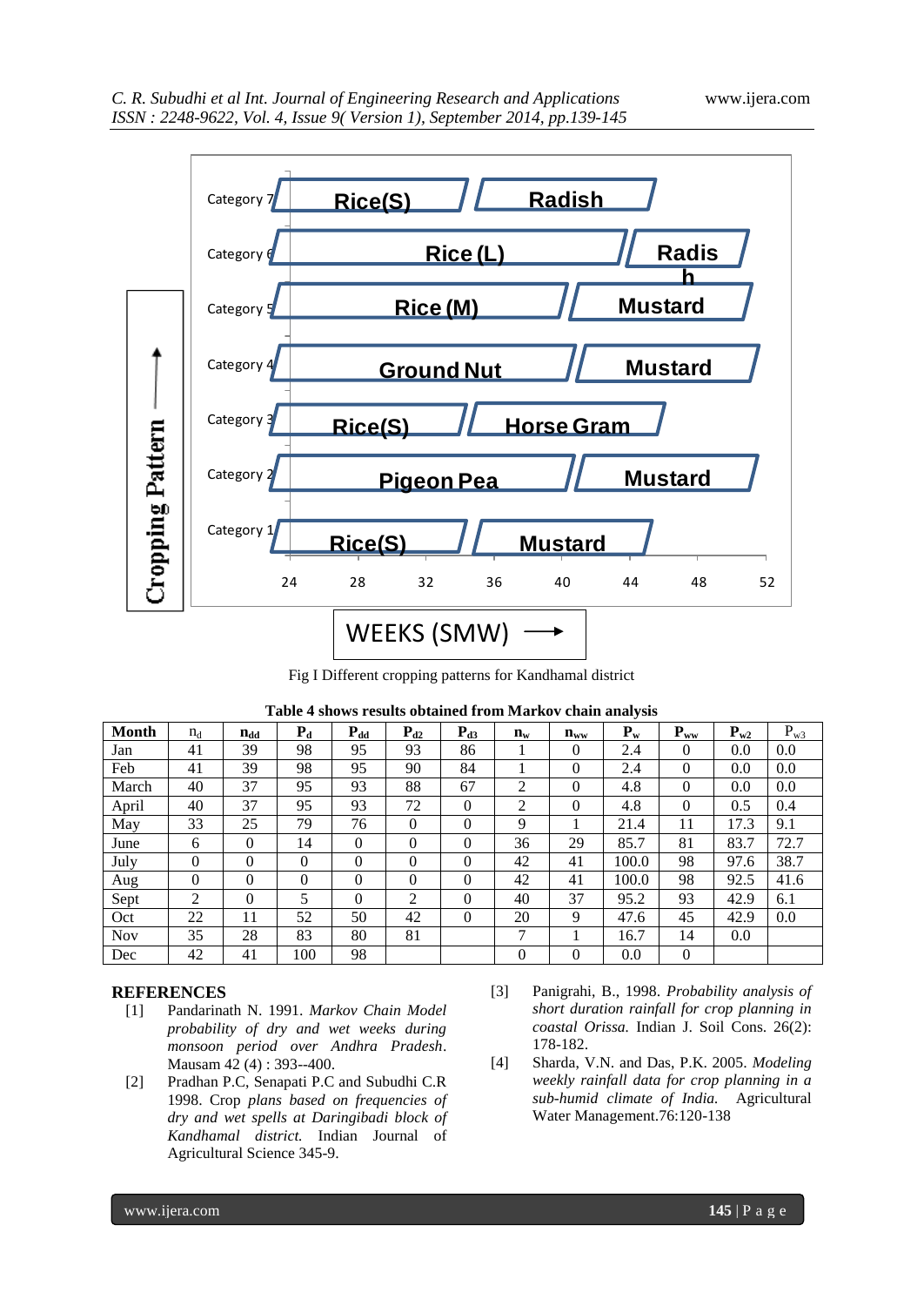Category 7
Rice(S)
Radish

Category 6
Rice (L)
Radis
h

Category 5
Rice (M)
Mustard

Category 4
Ground Nut
Mustard

Category 3
Rice(S)
Horse Gram

Category 2
Pigeon Pea
Mustard

Category 1
Rice(S)
Mustard

24 28 32 36 40 44 48 52

Cropping Pattern →

WEEKS (SMW) →

Fig I Different cropping patterns for Kandhamal district

**Table 4 shows results obtained from Markov chain analysis**

| **Month** | $n_d$ | $n_{dd}$ | $P_d$ | $P_{dd}$ | $P_{d2}$ | $P_{d3}$ | $n_w$ | $n_{ww}$ | $P_w$ | $P_{ww}$ | $P_{w2}$ | $P_{w3}$ |
|---|---|---|---|---|---|---|---|---|---|---|---|---|
| Jan | 41 | 39 | 98 | 95 | 93 | 86 | 1 | 0 | 2.4 | 0 | 0.0 | 0.0 |
| Feb | 41 | 39 | 98 | 95 | 90 | 84 | 1 | 0 | 2.4 | 0 | 0.0 | 0.0 |
| March | 40 | 37 | 95 | 93 | 88 | 67 | 2 | 0 | 4.8 | 0 | 0.0 | 0.0 |
| April | 40 | 37 | 95 | 93 | 72 | 0 | 2 | 0 | 4.8 | 0 | 0.5 | 0.4 |
| May | 33 | 25 | 79 | 76 | 0 | 0 | 9 | 1 | 21.4 | 11 | 17.3 | 9.1 |
| June | 6 | 0 | 14 | 0 | 0 | 0 | 36 | 29 | 85.7 | 81 | 83.7 | 72.7 |
| July | 0 | 0 | 0 | 0 | 0 | 0 | 42 | 41 | 100.0 | 98 | 97.6 | 38.7 |
| Aug | 0 | 0 | 0 | 0 | 0 | 0 | 42 | 41 | 100.0 | 98 | 92.5 | 41.6 |
| Sept | 2 | 0 | 5 | 0 | 2 | 0 | 40 | 37 | 95.2 | 93 | 42.9 | 6.1 |
| Oct | 22 | 11 | 52 | 50 | 42 | 0 | 20 | 9 | 47.6 | 45 | 42.9 | 0.0 |
| Nov | 35 | 28 | 83 | 80 | 81 | | 7 | 1 | 16.7 | 14 | 0.0 | |
| Dec | 42 | 41 | 100 | 98 | | | 0 | 0 | 0.0 | 0 | | |

## REFERENCES

[1] Pandarinath N. 1991. *Markov Chain Model probability of dry and wet weeks during monsoon period over Andhra Pradesh*. Mausam 42 (4) : 393--400.

[2] Pradhan P.C, Senapati P.C and Subudhi C.R 1998. Crop *plans based on frequencies of dry and wet spells at Daringibadi block of Kandhamal district.* Indian Journal of Agricultural Science 345-9.

[3] Panigrahi, B., 1998. *Probability analysis of short duration rainfall for crop planning in coastal Orissa.* Indian J. Soil Cons. 26(2): 178-182.

[4] Sharda, V.N. and Das, P.K. 2005. *Modeling weekly rainfall data for crop planning in a sub-humid climate of India.* Agricultural Water Management.76:120-138